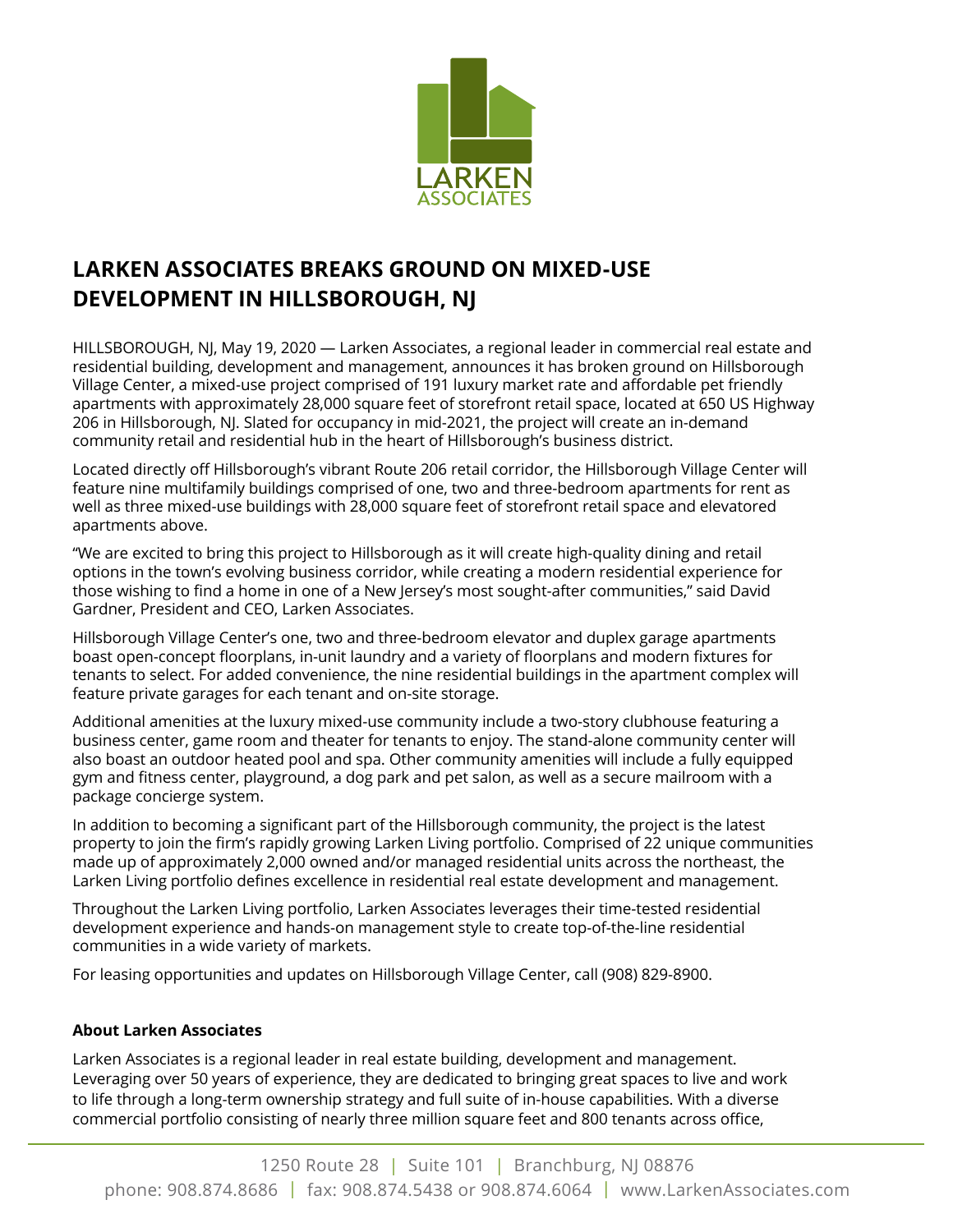LARKEN
ASSOCIATES

# LARKEN ASSOCIATES BREAKS GROUND ON MIXED-USE DEVELOPMENT IN HILLSBOROUGH, NJ

HILLSBOROUGH, NJ, May 19, 2020 — Larken Associates, a regional leader in commercial real estate and residential building, development and management, announces it has broken ground on Hillsborough Village Center, a mixed-use project comprised of 191 luxury market rate and affordable pet friendly apartments with approximately 28,000 square feet of storefront retail space, located at 650 US Highway 206 in Hillsborough, NJ. Slated for occupancy in mid-2021, the project will create an in-demand community retail and residential hub in the heart of Hillsborough's business district.

Located directly off Hillsborough's vibrant Route 206 retail corridor, the Hillsborough Village Center will feature nine multifamily buildings comprised of one, two and three-bedroom apartments for rent as well as three mixed-use buildings with 28,000 square feet of storefront retail space and elevatored apartments above.

"We are excited to bring this project to Hillsborough as it will create high-quality dining and retail options in the town's evolving business corridor, while creating a modern residential experience for those wishing to find a home in one of a New Jersey's most sought-after communities," said David Gardner, President and CEO, Larken Associates.

Hillsborough Village Center's one, two and three-bedroom elevator and duplex garage apartments boast open-concept floorplans, in-unit laundry and a variety of floorplans and modern fixtures for tenants to select. For added convenience, the nine residential buildings in the apartment complex will feature private garages for each tenant and on-site storage.

Additional amenities at the luxury mixed-use community include a two-story clubhouse featuring a business center, game room and theater for tenants to enjoy. The stand-alone community center will also boast an outdoor heated pool and spa. Other community amenities will include a fully equipped gym and fitness center, playground, a dog park and pet salon, as well as a secure mailroom with a package concierge system.

In addition to becoming a significant part of the Hillsborough community, the project is the latest property to join the firm's rapidly growing Larken Living portfolio. Comprised of 22 unique communities made up of approximately 2,000 owned and/or managed residential units across the northeast, the Larken Living portfolio defines excellence in residential real estate development and management.

Throughout the Larken Living portfolio, Larken Associates leverages their time-tested residential development experience and hands-on management style to create top-of-the-line residential communities in a wide variety of markets.

For leasing opportunities and updates on Hillsborough Village Center, call (908) 829-8900.

**About Larken Associates**

Larken Associates is a regional leader in real estate building, development and management. Leveraging over 50 years of experience, they are dedicated to bringing great spaces to live and work to life through a long-term ownership strategy and full suite of in-house capabilities. With a diverse commercial portfolio consisting of nearly three million square feet and 800 tenants across office,

1250 Route 28 | Suite 101 | Branchburg, NJ 08876
phone: 908.874.8686 | fax: 908.874.5438 or 908.874.6064 | www.LarkenAssociates.com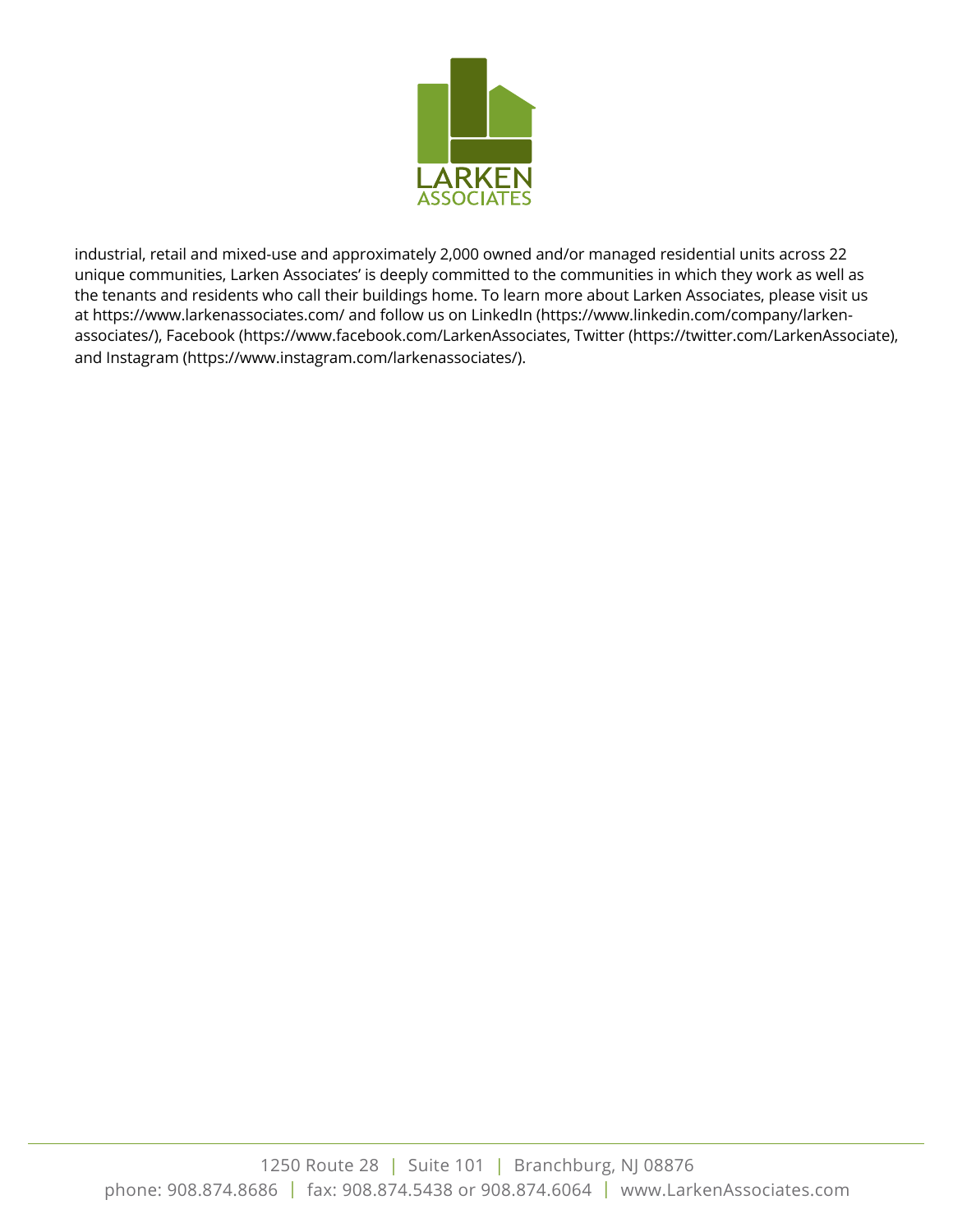industrial, retail and mixed-use and approximately 2,000 owned and/or managed residential units across 22 unique communities, Larken Associates' is deeply committed to the communities in which they work as well as the tenants and residents who call their buildings home. To learn more about Larken Associates, please visit us at https://www.larkenassociates.com/ and follow us on LinkedIn (https://www.linkedin.com/company/larken-associates/), Facebook (https://www.facebook.com/LarkenAssociates, Twitter (https://twitter.com/LarkenAssociate), and Instagram (https://www.instagram.com/larkenassociates/).